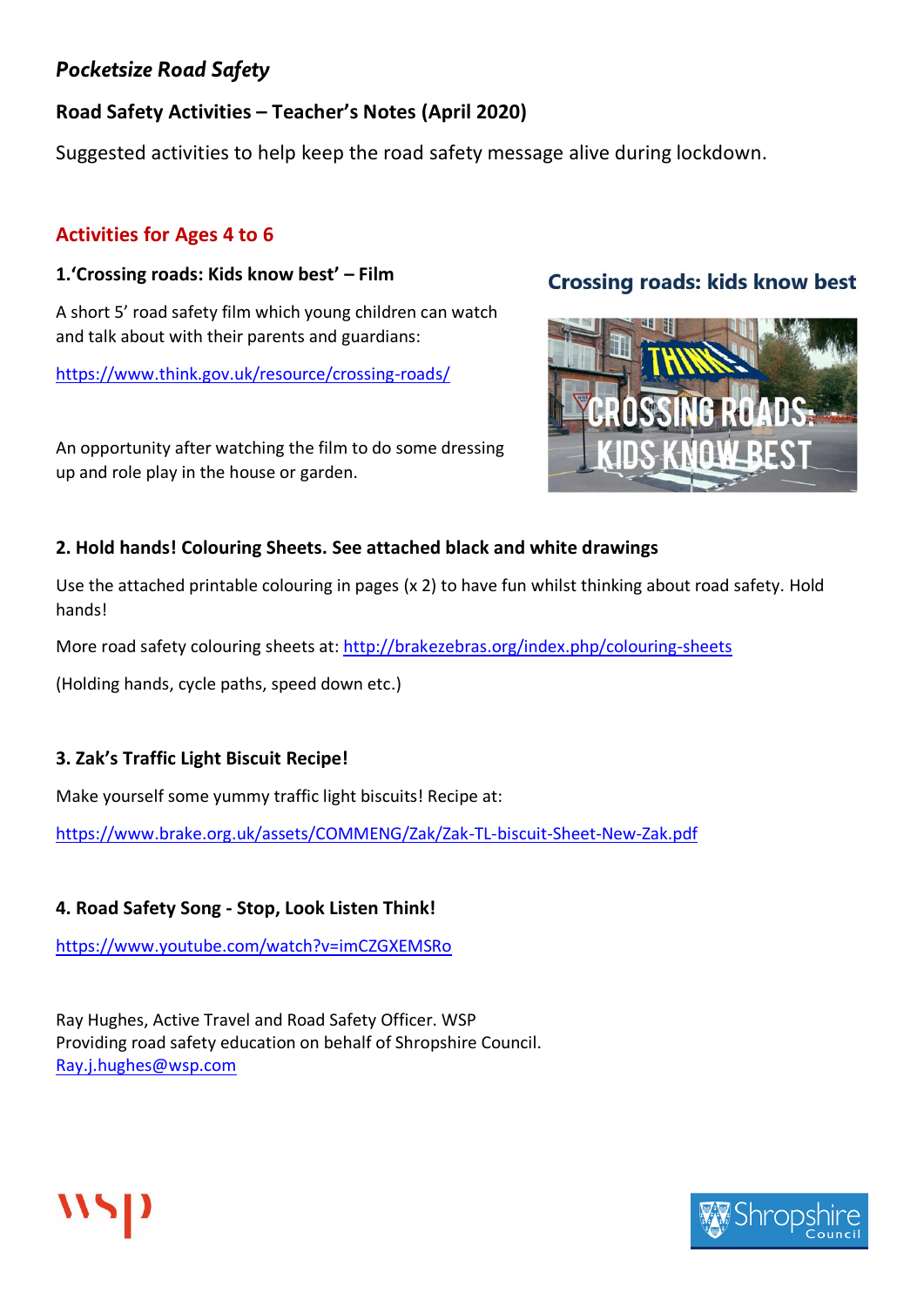*Pocketsize Road Safety*

## Road Safety Activities – Teacher's Notes (April 2020)

Suggested activities to help keep the road safety message alive during lockdown.

## Activities for Ages 4 to 6

### 1.'Crossing roads: Kids know best' – Film

**Crossing roads: kids know best**

A short 5' road safety film which young children can watch and talk about with their parents and guardians:

https://www.think.gov.uk/resource/crossing-roads/

An opportunity after watching the film to do some dressing up and role play in the house or garden.

### 2. Hold hands! Colouring Sheets. See attached black and white drawings

Use the attached printable colouring in pages (x 2) to have fun whilst thinking about road safety. Hold hands!

More road safety colouring sheets at: http://brakezebras.org/index.php/colouring-sheets

(Holding hands, cycle paths, speed down etc.)

### 3. Zak's Traffic Light Biscuit Recipe!

Make yourself some yummy traffic light biscuits! Recipe at:

https://www.brake.org.uk/assets/COMMENG/Zak/Zak-TL-biscuit-Sheet-New-Zak.pdf

### 4. Road Safety Song - Stop, Look Listen Think!

https://www.youtube.com/watch?v=imCZGXEMSRo

Ray Hughes, Active Travel and Road Safety Officer. WSP
Providing road safety education on behalf of Shropshire Council.
Ray.j.hughes@wsp.com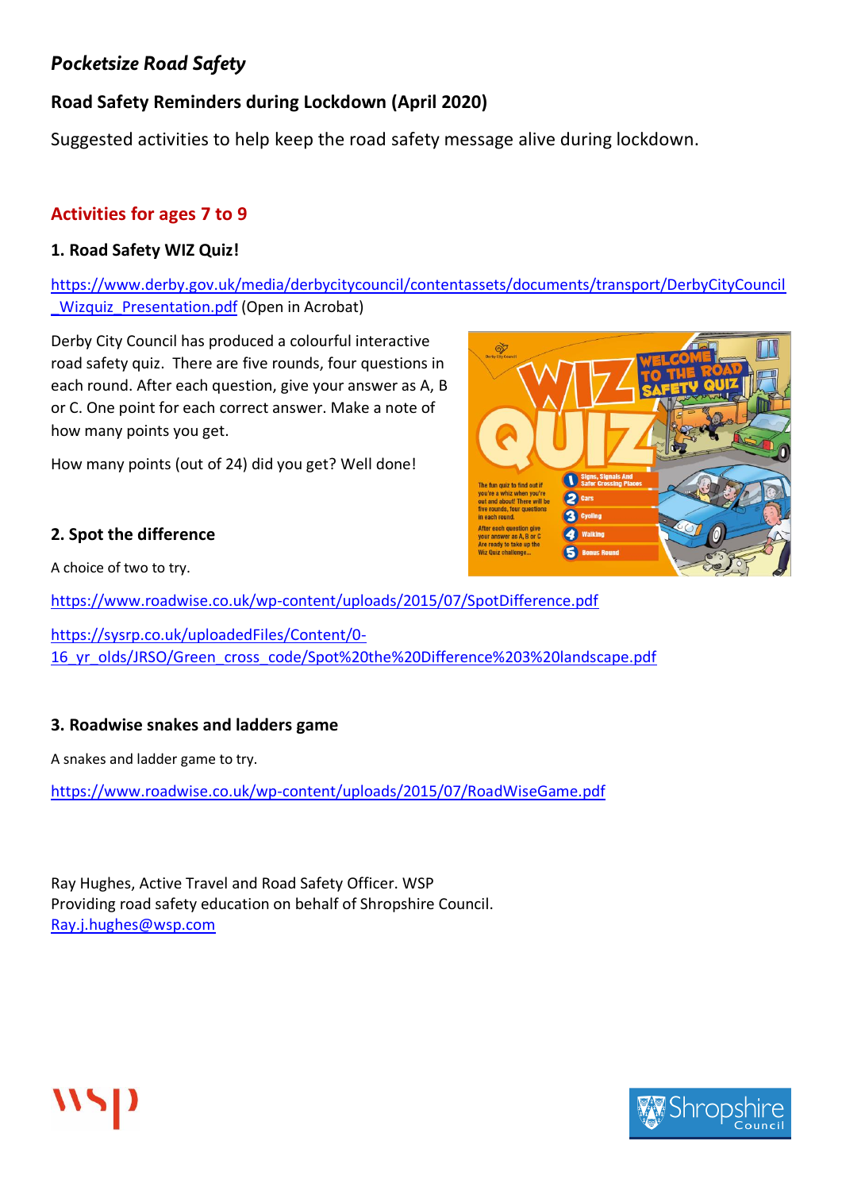*Pocketsize Road Safety*

## Road Safety Reminders during Lockdown (April 2020)

Suggested activities to help keep the road safety message alive during lockdown.

## Activities for ages 7 to 9

### 1. Road Safety WIZ Quiz!

https://www.derby.gov.uk/media/derbycitycouncil/contentassets/documents/transport/DerbyCityCouncil_Wizquiz_Presentation.pdf (Open in Acrobat)

Derby City Council has produced a colourful interactive road safety quiz. There are five rounds, four questions in each round. After each question, give your answer as A, B or C. One point for each correct answer. Make a note of how many points you get.

How many points (out of 24) did you get? Well done!

### 2. Spot the difference

A choice of two to try.

https://www.roadwise.co.uk/wp-content/uploads/2015/07/SpotDifference.pdf

https://sysrp.co.uk/uploadedFiles/Content/0-16_yr_olds/JRSO/Green_cross_code/Spot%20the%20Difference%203%20landscape.pdf

### 3. Roadwise snakes and ladders game

A snakes and ladder game to try.

https://www.roadwise.co.uk/wp-content/uploads/2015/07/RoadWiseGame.pdf

Ray Hughes, Active Travel and Road Safety Officer. WSP
Providing road safety education on behalf of Shropshire Council.
Ray.j.hughes@wsp.com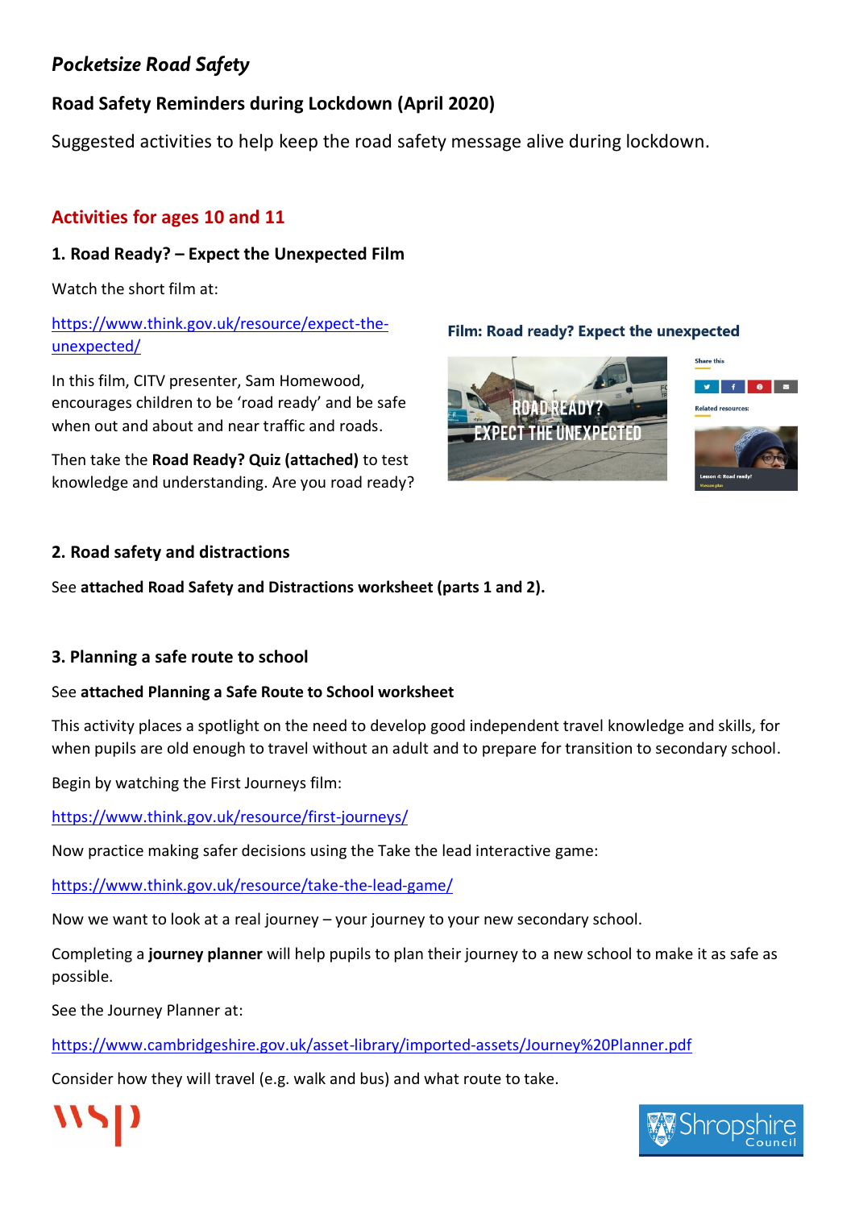# *Pocketsize Road Safety*

## Road Safety Reminders during Lockdown (April 2020)

Suggested activities to help keep the road safety message alive during lockdown.

## Activities for ages 10 and 11

### 1. Road Ready? – Expect the Unexpected Film

Watch the short film at:

https://www.think.gov.uk/resource/expect-the-unexpected/

In this film, CITV presenter, Sam Homewood, encourages children to be 'road ready' and be safe when out and about and near traffic and roads.

Then take the **Road Ready? Quiz (attached)** to test knowledge and understanding. Are you road ready?

### 2. Road safety and distractions

See **attached Road Safety and Distractions worksheet (parts 1 and 2).**

### 3. Planning a safe route to school

See **attached Planning a Safe Route to School worksheet**

This activity places a spotlight on the need to develop good independent travel knowledge and skills, for when pupils are old enough to travel without an adult and to prepare for transition to secondary school.

Begin by watching the First Journeys film:

https://www.think.gov.uk/resource/first-journeys/

Now practice making safer decisions using the Take the lead interactive game:

https://www.think.gov.uk/resource/take-the-lead-game/

Now we want to look at a real journey – your journey to your new secondary school.

Completing a **journey planner** will help pupils to plan their journey to a new school to make it as safe as possible.

See the Journey Planner at:

https://www.cambridgeshire.gov.uk/asset-library/imported-assets/Journey%20Planner.pdf

Consider how they will travel (e.g. walk and bus) and what route to take.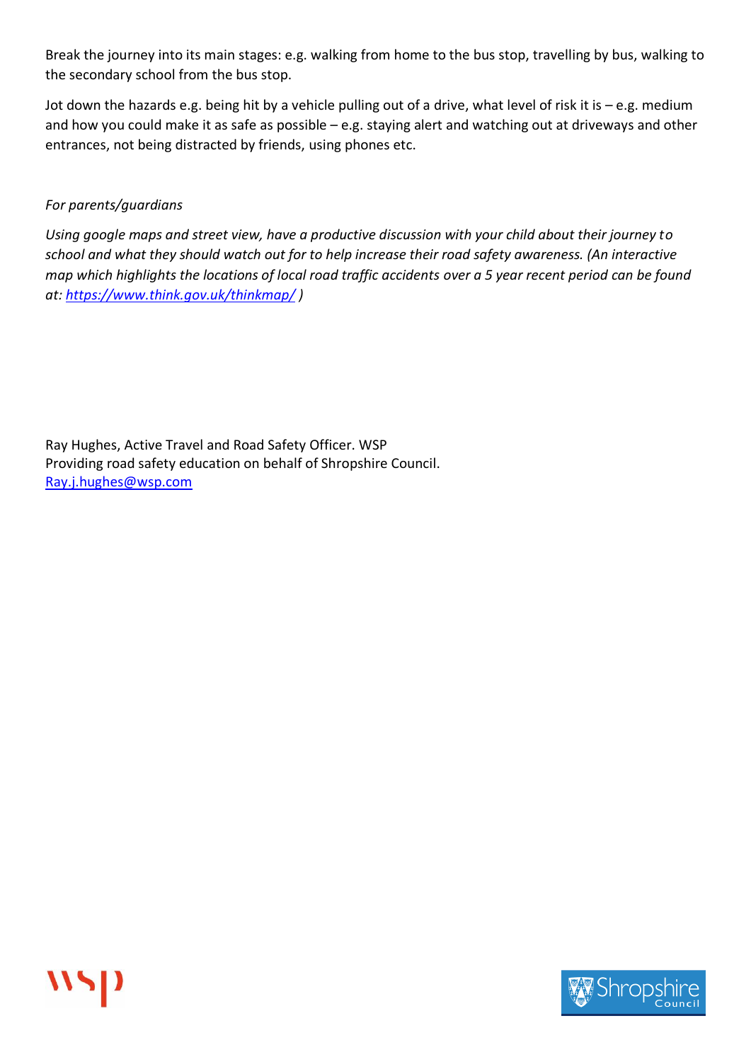Break the journey into its main stages: e.g. walking from home to the bus stop, travelling by bus, walking to the secondary school from the bus stop.

Jot down the hazards e.g. being hit by a vehicle pulling out of a drive, what level of risk it is – e.g. medium and how you could make it as safe as possible – e.g. staying alert and watching out at driveways and other entrances, not being distracted by friends, using phones etc.

*For parents/guardians*

*Using google maps and street view, have a productive discussion with your child about their journey to school and what they should watch out for to help increase their road safety awareness. (An interactive map which highlights the locations of local road traffic accidents over a 5 year recent period can be found at: [https://www.think.gov.uk/thinkmap/](https://www.think.gov.uk/thinkmap/) )*

Ray Hughes, Active Travel and Road Safety Officer. WSP
Providing road safety education on behalf of Shropshire Council.
[Ray.j.hughes@wsp.com](mailto:Ray.j.hughes@wsp.com)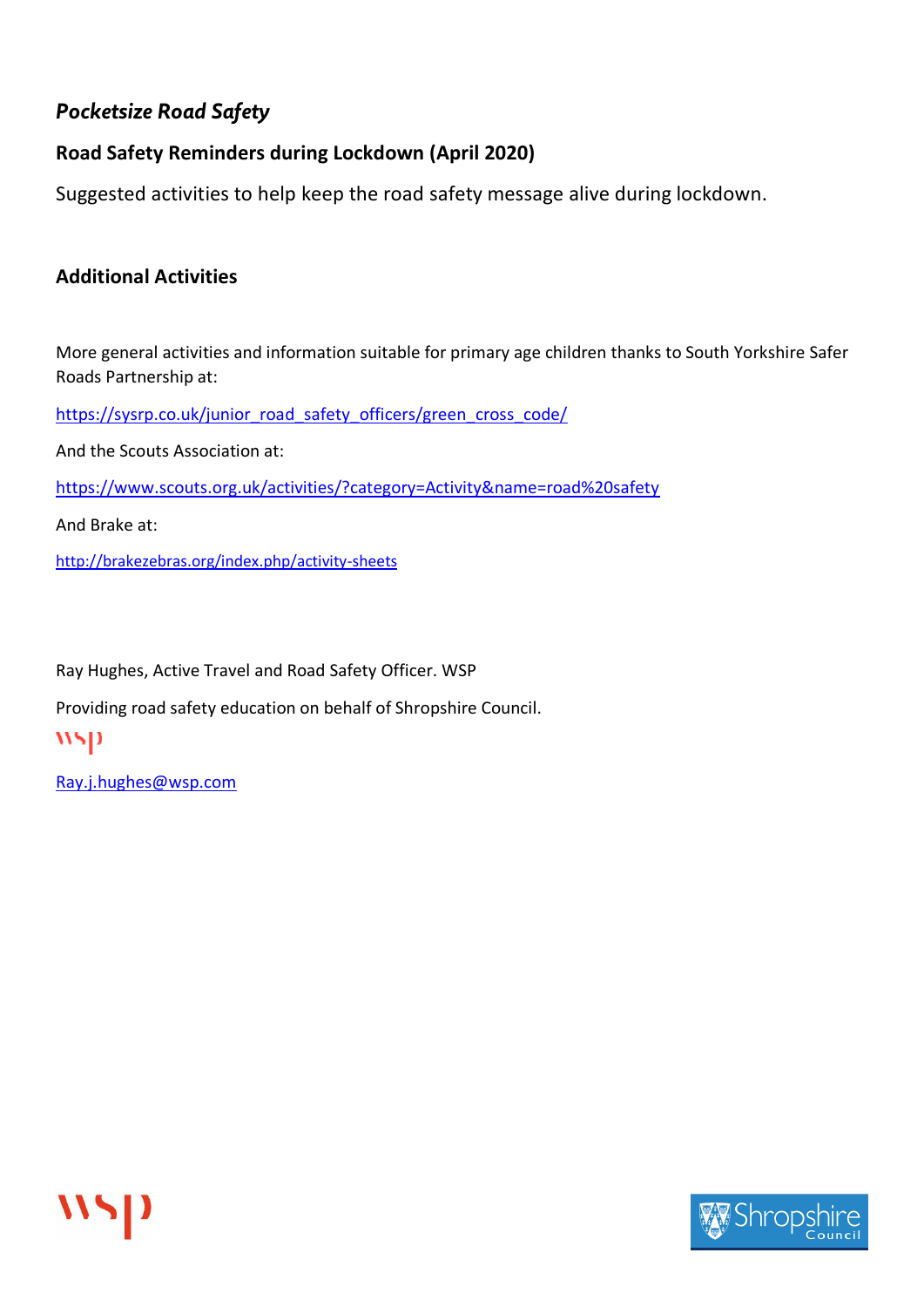## *Pocketsize Road Safety*

### Road Safety Reminders during Lockdown (April 2020)

Suggested activities to help keep the road safety message alive during lockdown.

### Additional Activities

More general activities and information suitable for primary age children thanks to South Yorkshire Safer Roads Partnership at:

https://sysrp.co.uk/junior_road_safety_officers/green_cross_code/

And the Scouts Association at:

https://www.scouts.org.uk/activities/?category=Activity&name=road%20safety

And Brake at:

http://brakezebras.org/index.php/activity-sheets

Ray Hughes, Active Travel and Road Safety Officer. WSP

Providing road safety education on behalf of Shropshire Council.

Ray.j.hughes@wsp.com